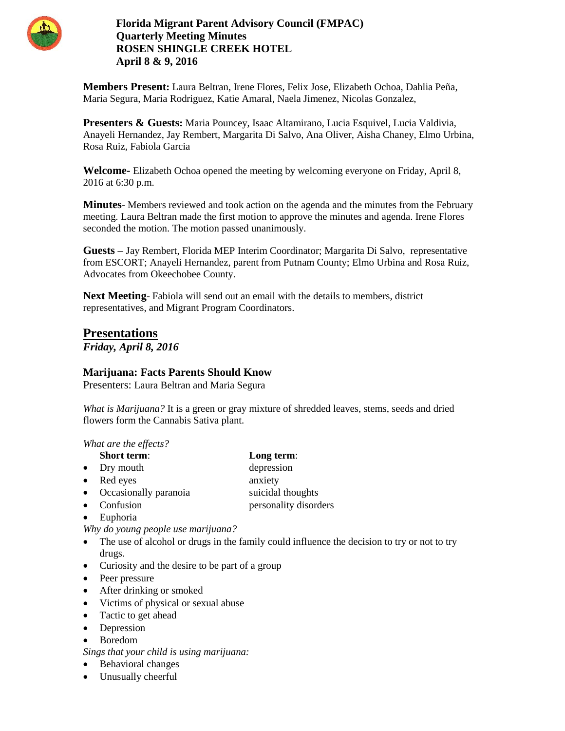# Florida Migrant Parent Advisory Council (FMPAC)
## Quarterly Meeting Minutes
## ROSEN SHINGLE CREEK HOTEL
## April 8 & 9, 2016

**Members Present:** Laura Beltran, Irene Flores, Felix Jose, Elizabeth Ochoa, Dahlia Peña, Maria Segura, Maria Rodriguez, Katie Amaral, Naela Jimenez, Nicolas Gonzalez,

**Presenters & Guests:** Maria Pouncey, Isaac Altamirano, Lucia Esquivel, Lucia Valdivia, Anayeli Hernandez, Jay Rembert, Margarita Di Salvo, Ana Oliver, Aisha Chaney, Elmo Urbina, Rosa Ruiz, Fabiola Garcia

**Welcome-** Elizabeth Ochoa opened the meeting by welcoming everyone on Friday, April 8, 2016 at 6:30 p.m.

**Minutes**- Members reviewed and took action on the agenda and the minutes from the February meeting. Laura Beltran made the first motion to approve the minutes and agenda. Irene Flores seconded the motion. The motion passed unanimously.

**Guests –** Jay Rembert, Florida MEP Interim Coordinator; Margarita Di Salvo, representative from ESCORT; Anayeli Hernandez, parent from Putnam County; Elmo Urbina and Rosa Ruiz, Advocates from Okeechobee County.

**Next Meeting**- Fabiola will send out an email with the details to members, district representatives, and Migrant Program Coordinators.

## Presentations

***Friday, April 8, 2016***

### Marijuana: Facts Parents Should Know

Presenters: Laura Beltran and Maria Segura

*What is Marijuana?* It is a green or gray mixture of shredded leaves, stems, seeds and dried flowers form the Cannabis Sativa plant.

*What are the effects?*

**Short term**:
- Dry mouth
- Red eyes
- Occasionally paranoia
- Confusion
- Euphoria

**Long term**:
- depression
- anxiety
- suicidal thoughts
- personality disorders

*Why do young people use marijuana?*
- The use of alcohol or drugs in the family could influence the decision to try or not to try drugs.
- Curiosity and the desire to be part of a group
- Peer pressure
- After drinking or smoked
- Victims of physical or sexual abuse
- Tactic to get ahead
- Depression
- Boredom

*Sings that your child is using marijuana:*
- Behavioral changes
- Unusually cheerful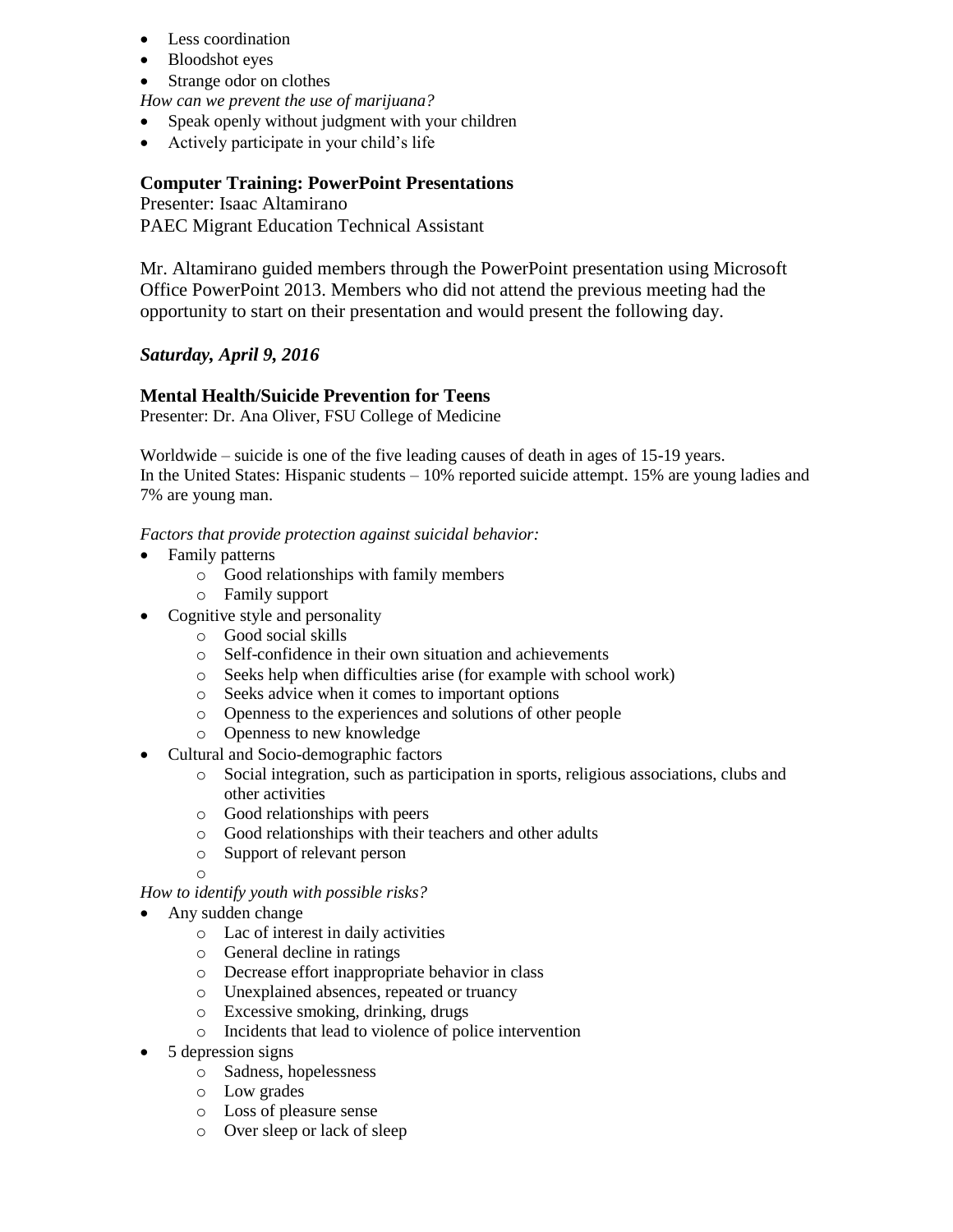- Less coordination
- Bloodshot eyes
- Strange odor on clothes

*How can we prevent the use of marijuana?*

- Speak openly without judgment with your children
- Actively participate in your child's life

**Computer Training: PowerPoint Presentations**

Presenter: Isaac Altamirano

PAEC Migrant Education Technical Assistant

Mr. Altamirano guided members through the PowerPoint presentation using Microsoft Office PowerPoint 2013. Members who did not attend the previous meeting had the opportunity to start on their presentation and would present the following day.

***Saturday, April 9, 2016***

**Mental Health/Suicide Prevention for Teens**

Presenter: Dr. Ana Oliver, FSU College of Medicine

Worldwide – suicide is one of the five leading causes of death in ages of 15-19 years.
In the United States: Hispanic students – 10% reported suicide attempt. 15% are young ladies and 7% are young man.

*Factors that provide protection against suicidal behavior:*

- Family patterns
  - Good relationships with family members
  - Family support
- Cognitive style and personality
  - Good social skills
  - Self-confidence in their own situation and achievements
  - Seeks help when difficulties arise (for example with school work)
  - Seeks advice when it comes to important options
  - Openness to the experiences and solutions of other people
  - Openness to new knowledge
- Cultural and Socio-demographic factors
  - Social integration, such as participation in sports, religious associations, clubs and other activities
  - Good relationships with peers
  - Good relationships with their teachers and other adults
  - Support of relevant person

*How to identify youth with possible risks?*

- Any sudden change
  - Lac of interest in daily activities
  - General decline in ratings
  - Decrease effort inappropriate behavior in class
  - Unexplained absences, repeated or truancy
  - Excessive smoking, drinking, drugs
  - Incidents that lead to violence of police intervention
- 5 depression signs
  - Sadness, hopelessness
  - Low grades
  - Loss of pleasure sense
  - Over sleep or lack of sleep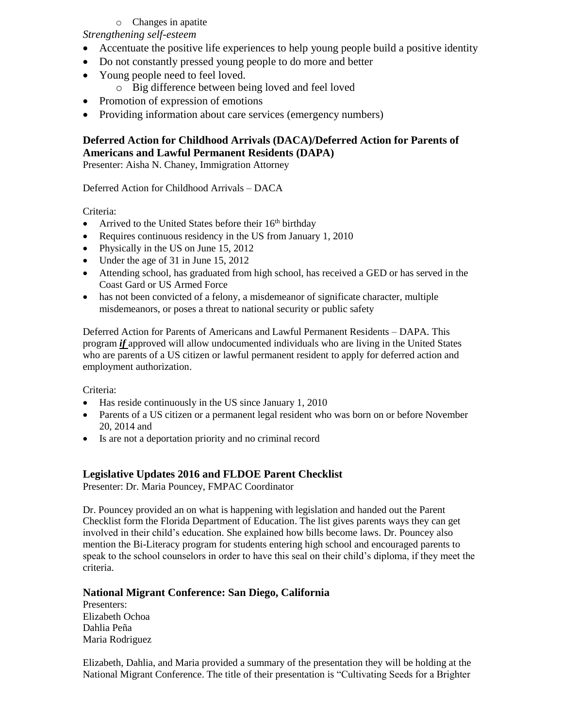- Changes in apatite

*Strengthening self-esteem*

- Accentuate the positive life experiences to help young people build a positive identity
- Do not constantly pressed young people to do more and better
- Young people need to feel loved.
  - Big difference between being loved and feel loved
- Promotion of expression of emotions
- Providing information about care services (emergency numbers)

### Deferred Action for Childhood Arrivals (DACA)/Deferred Action for Parents of Americans and Lawful Permanent Residents (DAPA)

Presenter: Aisha N. Chaney, Immigration Attorney

Deferred Action for Childhood Arrivals – DACA

Criteria:

- Arrived to the United States before their 16th birthday
- Requires continuous residency in the US from January 1, 2010
- Physically in the US on June 15, 2012
- Under the age of 31 in June 15, 2012
- Attending school, has graduated from high school, has received a GED or has served in the Coast Gard or US Armed Force
- has not been convicted of a felony, a misdemeanor of significate character, multiple misdemeanors, or poses a threat to national security or public safety

Deferred Action for Parents of Americans and Lawful Permanent Residents – DAPA. This program ***if*** approved will allow undocumented individuals who are living in the United States who are parents of a US citizen or lawful permanent resident to apply for deferred action and employment authorization.

Criteria:

- Has reside continuously in the US since January 1, 2010
- Parents of a US citizen or a permanent legal resident who was born on or before November 20, 2014 and
- Is are not a deportation priority and no criminal record

### Legislative Updates 2016 and FLDOE Parent Checklist

Presenter: Dr. Maria Pouncey, FMPAC Coordinator

Dr. Pouncey provided an on what is happening with legislation and handed out the Parent Checklist form the Florida Department of Education. The list gives parents ways they can get involved in their child's education. She explained how bills become laws. Dr. Pouncey also mention the Bi-Literacy program for students entering high school and encouraged parents to speak to the school counselors in order to have this seal on their child's diploma, if they meet the criteria.

### National Migrant Conference: San Diego, California

Presenters:
Elizabeth Ochoa
Dahlia Peña
Maria Rodriguez

Elizabeth, Dahlia, and Maria provided a summary of the presentation they will be holding at the National Migrant Conference. The title of their presentation is "Cultivating Seeds for a Brighter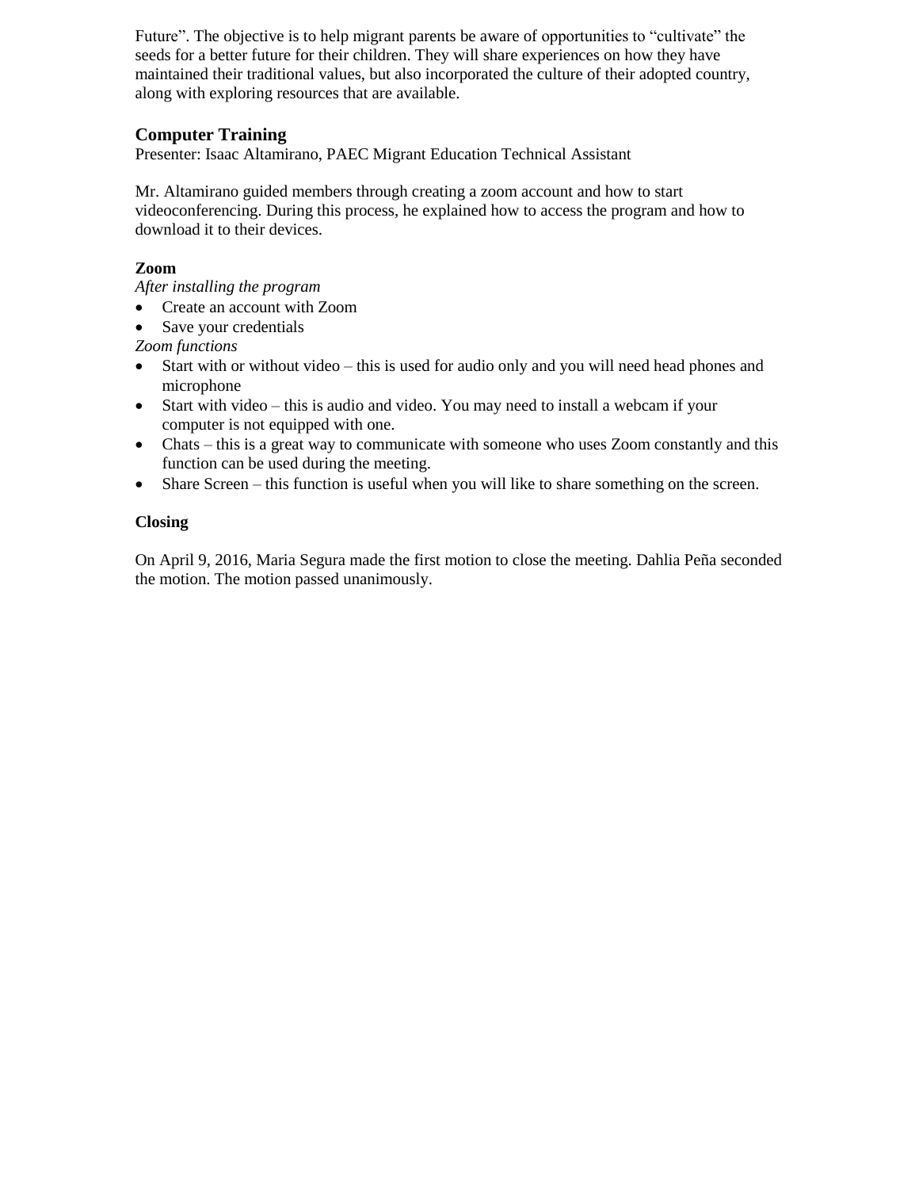Future". The objective is to help migrant parents be aware of opportunities to "cultivate" the seeds for a better future for their children. They will share experiences on how they have maintained their traditional values, but also incorporated the culture of their adopted country, along with exploring resources that are available.

## Computer Training

Presenter: Isaac Altamirano, PAEC Migrant Education Technical Assistant

Mr. Altamirano guided members through creating a zoom account and how to start videoconferencing. During this process, he explained how to access the program and how to download it to their devices.

### Zoom

*After installing the program*

- Create an account with Zoom
- Save your credentials

*Zoom functions*

- Start with or without video – this is used for audio only and you will need head phones and microphone
- Start with video – this is audio and video. You may need to install a webcam if your computer is not equipped with one.
- Chats – this is a great way to communicate with someone who uses Zoom constantly and this function can be used during the meeting.
- Share Screen – this function is useful when you will like to share something on the screen.

### Closing

On April 9, 2016, Maria Segura made the first motion to close the meeting. Dahlia Peña seconded the motion. The motion passed unanimously.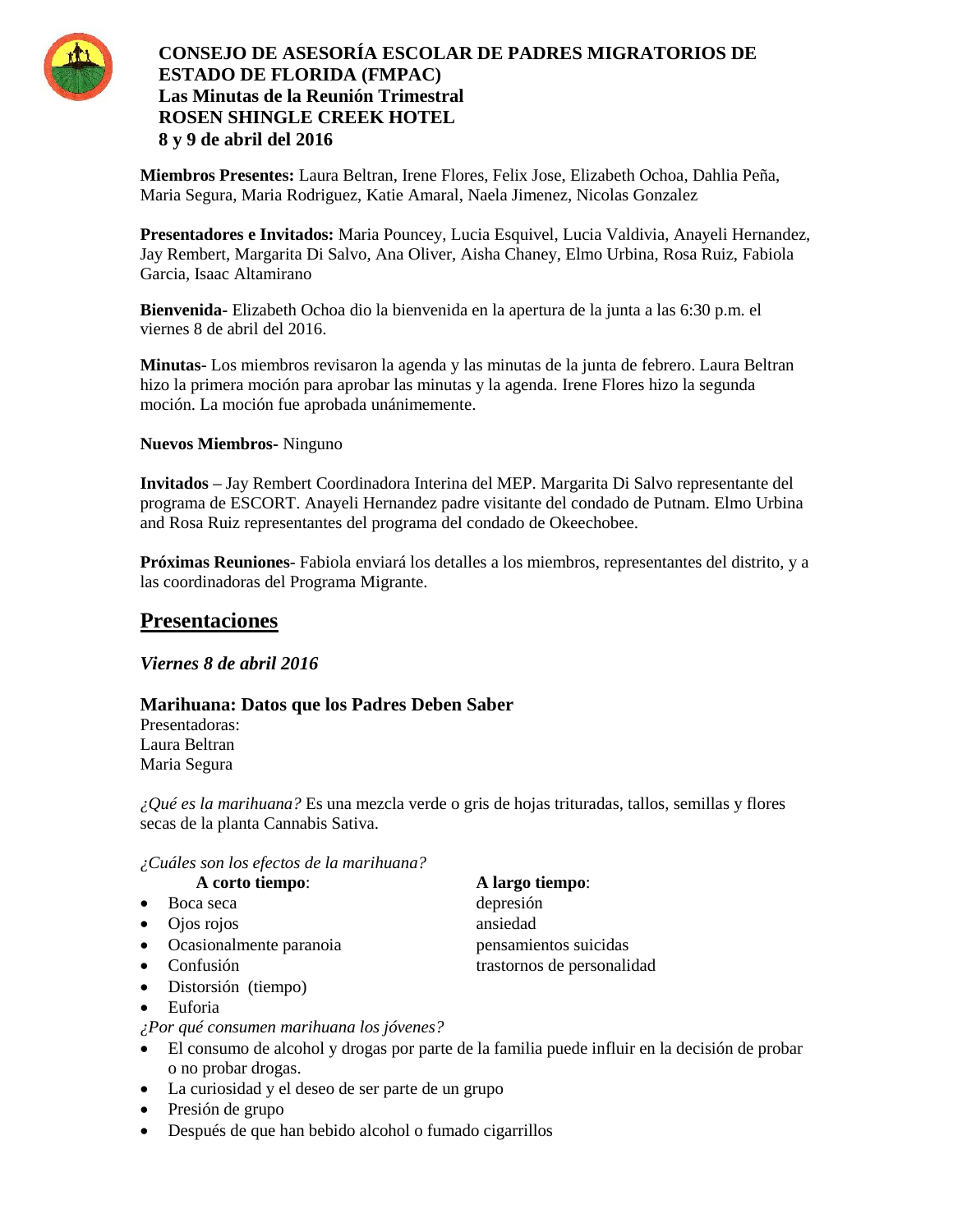**CONSEJO DE ASESORÍA ESCOLAR DE PADRES MIGRATORIOS DE ESTADO DE FLORIDA (FMPAC)**
**Las Minutas de la Reunión Trimestral**
**ROSEN SHINGLE CREEK HOTEL**
**8 y 9 de abril del 2016**

**Miembros Presentes:** Laura Beltran, Irene Flores, Felix Jose, Elizabeth Ochoa, Dahlia Peña, Maria Segura, Maria Rodriguez, Katie Amaral, Naela Jimenez, Nicolas Gonzalez

**Presentadores e Invitados:** Maria Pouncey, Lucia Esquivel, Lucia Valdivia, Anayeli Hernandez, Jay Rembert, Margarita Di Salvo, Ana Oliver, Aisha Chaney, Elmo Urbina, Rosa Ruiz, Fabiola Garcia, Isaac Altamirano

**Bienvenida**- Elizabeth Ochoa dio la bienvenida en la apertura de la junta a las 6:30 p.m. el viernes 8 de abril del 2016.

**Minutas**- Los miembros revisaron la agenda y las minutas de la junta de febrero. Laura Beltran hizo la primera moción para aprobar las minutas y la agenda. Irene Flores hizo la segunda moción. La moción fue aprobada unánimemente.

**Nuevos Miembros**- Ninguno

**Invitados –** Jay Rembert Coordinadora Interina del MEP. Margarita Di Salvo representante del programa de ESCORT. Anayeli Hernandez padre visitante del condado de Putnam. Elmo Urbina and Rosa Ruiz representantes del programa del condado de Okeechobee.

**Próximas Reuniones**- Fabiola enviará los detalles a los miembros, representantes del distrito, y a las coordinadoras del Programa Migrante.

## Presentaciones

***Viernes 8 de abril 2016***

### Marihuana: Datos que los Padres Deben Saber

Presentadoras:
Laura Beltran
Maria Segura

*¿Qué es la marihuana?* Es una mezcla verde o gris de hojas trituradas, tallos, semillas y flores secas de la planta Cannabis Sativa.

*¿Cuáles son los efectos de la marihuana?*

**A corto tiempo**:
- Boca seca
- Ojos rojos
- Ocasionalmente paranoia
- Confusión
- Distorsión (tiempo)
- Euforia

**A largo tiempo**:
depresión
ansiedad
pensamientos suicidas
trastornos de personalidad

*¿Por qué consumen marihuana los jóvenes?*
- El consumo de alcohol y drogas por parte de la familia puede influir en la decisión de probar o no probar drogas.
- La curiosidad y el deseo de ser parte de un grupo
- Presión de grupo
- Después de que han bebido alcohol o fumado cigarrillos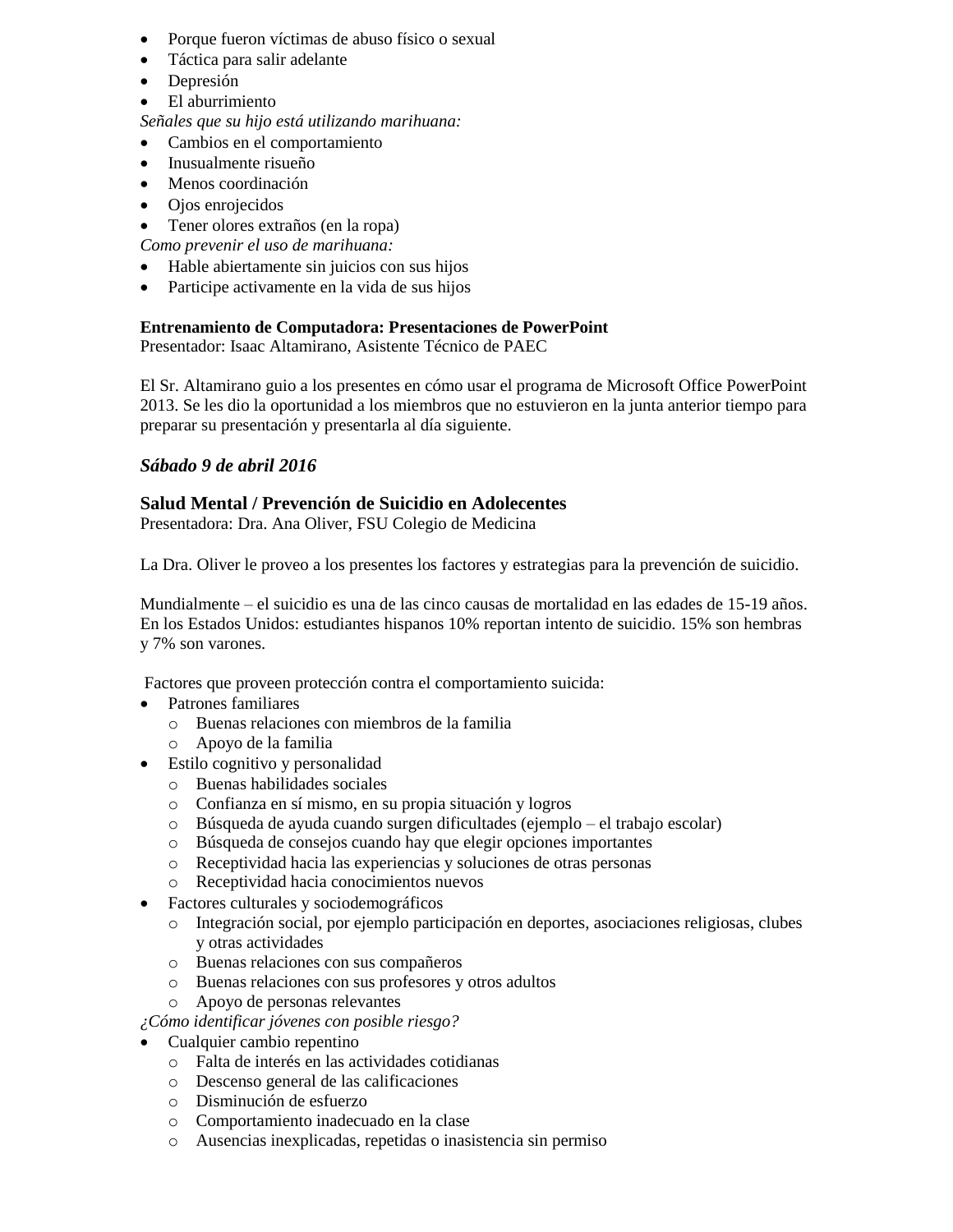- Porque fueron víctimas de abuso físico o sexual
- Táctica para salir adelante
- Depresión
- El aburrimiento

*Señales que su hijo está utilizando marihuana:*

- Cambios en el comportamiento
- Inusualmente risueño
- Menos coordinación
- Ojos enrojecidos
- Tener olores extraños (en la ropa)

*Como prevenir el uso de marihuana:*

- Hable abiertamente sin juicios con sus hijos
- Participe activamente en la vida de sus hijos

**Entrenamiento de Computadora: Presentaciones de PowerPoint**
Presentador: Isaac Altamirano, Asistente Técnico de PAEC

El Sr. Altamirano guio a los presentes en cómo usar el programa de Microsoft Office PowerPoint 2013. Se les dio la oportunidad a los miembros que no estuvieron en la junta anterior tiempo para preparar su presentación y presentarla al día siguiente.

### *Sábado 9 de abril 2016*

### Salud Mental / Prevención de Suicidio en Adolecentes

Presentadora: Dra. Ana Oliver, FSU Colegio de Medicina

La Dra. Oliver le proveo a los presentes los factores y estrategias para la prevención de suicidio.

Mundialmente – el suicidio es una de las cinco causas de mortalidad en las edades de 15-19 años. En los Estados Unidos: estudiantes hispanos 10% reportan intento de suicidio. 15% son hembras y 7% son varones.

Factores que proveen protección contra el comportamiento suicida:

- Patrones familiares
  - Buenas relaciones con miembros de la familia
  - Apoyo de la familia
- Estilo cognitivo y personalidad
  - Buenas habilidades sociales
  - Confianza en sí mismo, en su propia situación y logros
  - Búsqueda de ayuda cuando surgen dificultades (ejemplo – el trabajo escolar)
  - Búsqueda de consejos cuando hay que elegir opciones importantes
  - Receptividad hacia las experiencias y soluciones de otras personas
  - Receptividad hacia conocimientos nuevos
- Factores culturales y sociodemográficos
  - Integración social, por ejemplo participación en deportes, asociaciones religiosas, clubes y otras actividades
  - Buenas relaciones con sus compañeros
  - Buenas relaciones con sus profesores y otros adultos
  - Apoyo de personas relevantes

*¿Cómo identificar jóvenes con posible riesgo?*

- Cualquier cambio repentino
  - Falta de interés en las actividades cotidianas
  - Descenso general de las calificaciones
  - Disminución de esfuerzo
  - Comportamiento inadecuado en la clase
  - Ausencias inexplicadas, repetidas o inasistencia sin permiso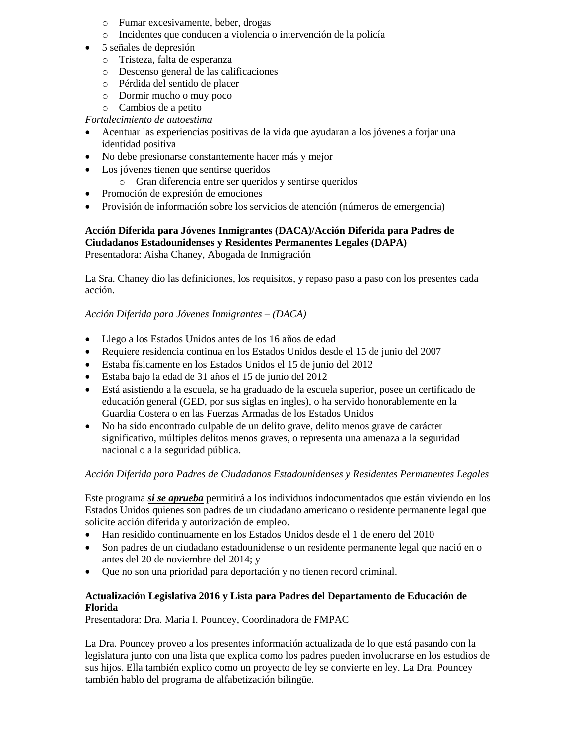- Fumar excesivamente, beber, drogas
  - Incidentes que conducen a violencia o intervención de la policía
- 5 señales de depresión
  - Tristeza, falta de esperanza
  - Descenso general de las calificaciones
  - Pérdida del sentido de placer
  - Dormir mucho o muy poco
  - Cambios de a petito

*Fortalecimiento de autoestima*

- Acentuar las experiencias positivas de la vida que ayudaran a los jóvenes a forjar una identidad positiva
- No debe presionarse constantemente hacer más y mejor
- Los jóvenes tienen que sentirse queridos
  - Gran diferencia entre ser queridos y sentirse queridos
- Promoción de expresión de emociones
- Provisión de información sobre los servicios de atención (números de emergencia)

**Acción Diferida para Jóvenes Inmigrantes (DACA)/Acción Diferida para Padres de Ciudadanos Estadounidenses y Residentes Permanentes Legales (DAPA)**
Presentadora: Aisha Chaney, Abogada de Inmigración

La Sra. Chaney dio las definiciones, los requisitos, y repaso paso a paso con los presentes cada acción.

*Acción Diferida para Jóvenes Inmigrantes – (DACA)*

- Llego a los Estados Unidos antes de los 16 años de edad
- Requiere residencia continua en los Estados Unidos desde el 15 de junio del 2007
- Estaba físicamente en los Estados Unidos el 15 de junio del 2012
- Estaba bajo la edad de 31 años el 15 de junio del 2012
- Está asistiendo a la escuela, se ha graduado de la escuela superior, posee un certificado de educación general (GED, por sus siglas en ingles), o ha servido honorablemente en la Guardia Costera o en las Fuerzas Armadas de los Estados Unidos
- No ha sido encontrado culpable de un delito grave, delito menos grave de carácter significativo, múltiples delitos menos graves, o representa una amenaza a la seguridad nacional o a la seguridad pública.

*Acción Diferida para Padres de Ciudadanos Estadounidenses y Residentes Permanentes Legales*

Este programa ***<u>si se aprueba</u>*** permitirá a los individuos indocumentados que están viviendo en los Estados Unidos quienes son padres de un ciudadano americano o residente permanente legal que solicite acción diferida y autorización de empleo.

- Han residido continuamente en los Estados Unidos desde el 1 de enero del 2010
- Son padres de un ciudadano estadounidense o un residente permanente legal que nació en o antes del 20 de noviembre del 2014; y
- Que no son una prioridad para deportación y no tienen record criminal.

**Actualización Legislativa 2016 y Lista para Padres del Departamento de Educación de Florida**
Presentadora: Dra. Maria I. Pouncey, Coordinadora de FMPAC

La Dra. Pouncey proveo a los presentes información actualizada de lo que está pasando con la legislatura junto con una lista que explica como los padres pueden involucrarse en los estudios de sus hijos. Ella también explico como un proyecto de ley se convierte en ley. La Dra. Pouncey también hablo del programa de alfabetización bilingüe.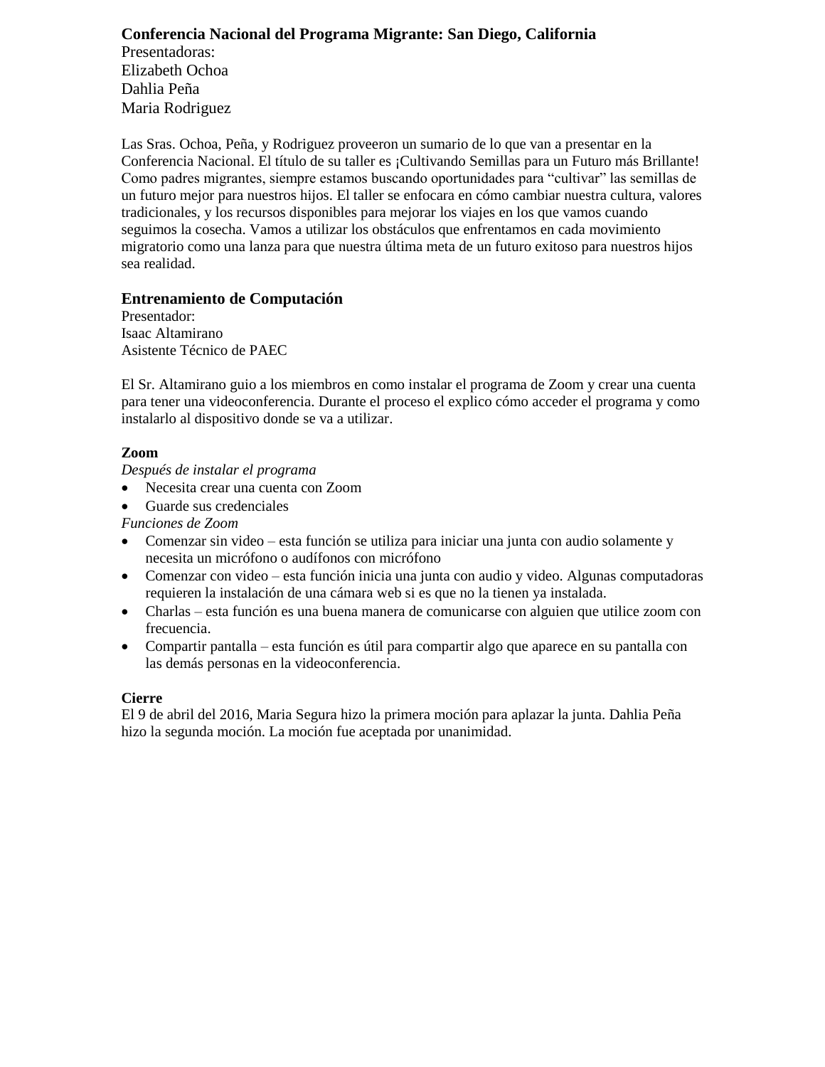### Conferencia Nacional del Programa Migrante: San Diego, California

Presentadoras:
Elizabeth Ochoa
Dahlia Peña
Maria Rodriguez

Las Sras. Ochoa, Peña, y Rodriguez proveeron un sumario de lo que van a presentar en la Conferencia Nacional. El título de su taller es ¡Cultivando Semillas para un Futuro más Brillante! Como padres migrantes, siempre estamos buscando oportunidades para “cultivar” las semillas de un futuro mejor para nuestros hijos. El taller se enfocara en cómo cambiar nuestra cultura, valores tradicionales, y los recursos disponibles para mejorar los viajes en los que vamos cuando seguimos la cosecha. Vamos a utilizar los obstáculos que enfrentamos en cada movimiento migratorio como una lanza para que nuestra última meta de un futuro exitoso para nuestros hijos sea realidad.

### Entrenamiento de Computación

Presentador:
Isaac Altamirano
Asistente Técnico de PAEC

El Sr. Altamirano guio a los miembros en como instalar el programa de Zoom y crear una cuenta para tener una videoconferencia. Durante el proceso el explico cómo acceder el programa y como instalarlo al dispositivo donde se va a utilizar.

**Zoom**

*Después de instalar el programa*

- Necesita crear una cuenta con Zoom
- Guarde sus credenciales

*Funciones de Zoom*

- Comenzar sin video – esta función se utiliza para iniciar una junta con audio solamente y necesita un micrófono o audífonos con micrófono
- Comenzar con video – esta función inicia una junta con audio y video. Algunas computadoras requieren la instalación de una cámara web si es que no la tienen ya instalada.
- Charlas – esta función es una buena manera de comunicarse con alguien que utilice zoom con frecuencia.
- Compartir pantalla – esta función es útil para compartir algo que aparece en su pantalla con las demás personas en la videoconferencia.

**Cierre**

El 9 de abril del 2016, Maria Segura hizo la primera moción para aplazar la junta. Dahlia Peña hizo la segunda moción. La moción fue aceptada por unanimidad.